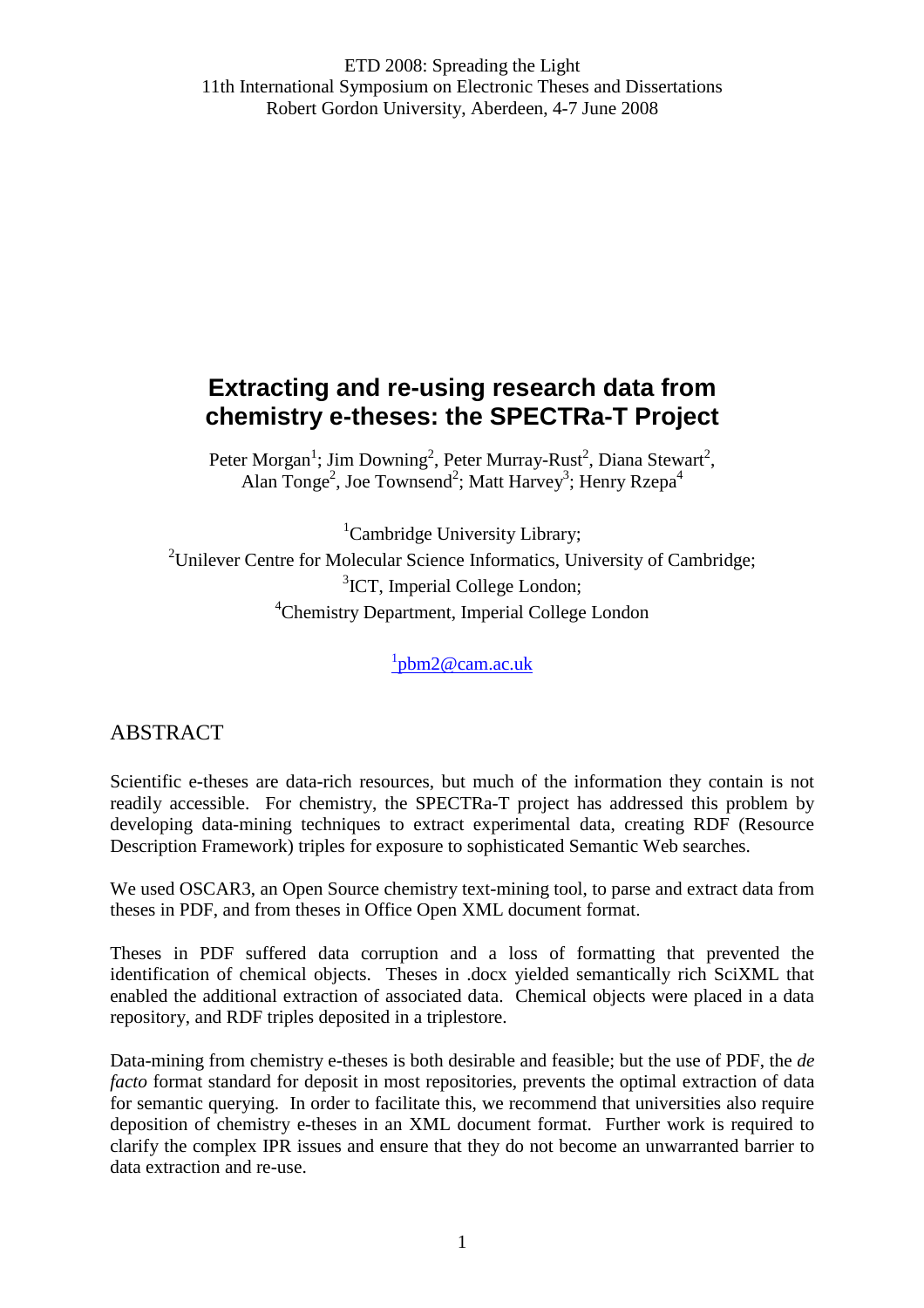ETD 2008: Spreading the Light
11th International Symposium on Electronic Theses and Dissertations
Robert Gordon University, Aberdeen, 4-7 June 2008

# Extracting and re-using research data from chemistry e-theses: the SPECTRa-T Project

Peter Morgan[1]; Jim Downing[2], Peter Murray-Rust[2], Diana Stewart[2], Alan Tonge[2], Joe Townsend[2]; Matt Harvey[3]; Henry Rzepa[4]

[1]Cambridge University Library;
[2]Unilever Centre for Molecular Science Informatics, University of Cambridge;
[3]ICT, Imperial College London;
[4]Chemistry Department, Imperial College London

[1]pbm2@cam.ac.uk

## ABSTRACT

Scientific e-theses are data-rich resources, but much of the information they contain is not readily accessible. For chemistry, the SPECTRa-T project has addressed this problem by developing data-mining techniques to extract experimental data, creating RDF (Resource Description Framework) triples for exposure to sophisticated Semantic Web searches.

We used OSCAR3, an Open Source chemistry text-mining tool, to parse and extract data from theses in PDF, and from theses in Office Open XML document format.

Theses in PDF suffered data corruption and a loss of formatting that prevented the identification of chemical objects. Theses in .docx yielded semantically rich SciXML that enabled the additional extraction of associated data. Chemical objects were placed in a data repository, and RDF triples deposited in a triplestore.

Data-mining from chemistry e-theses is both desirable and feasible; but the use of PDF, the *de facto* format standard for deposit in most repositories, prevents the optimal extraction of data for semantic querying. In order to facilitate this, we recommend that universities also require deposition of chemistry e-theses in an XML document format. Further work is required to clarify the complex IPR issues and ensure that they do not become an unwarranted barrier to data extraction and re-use.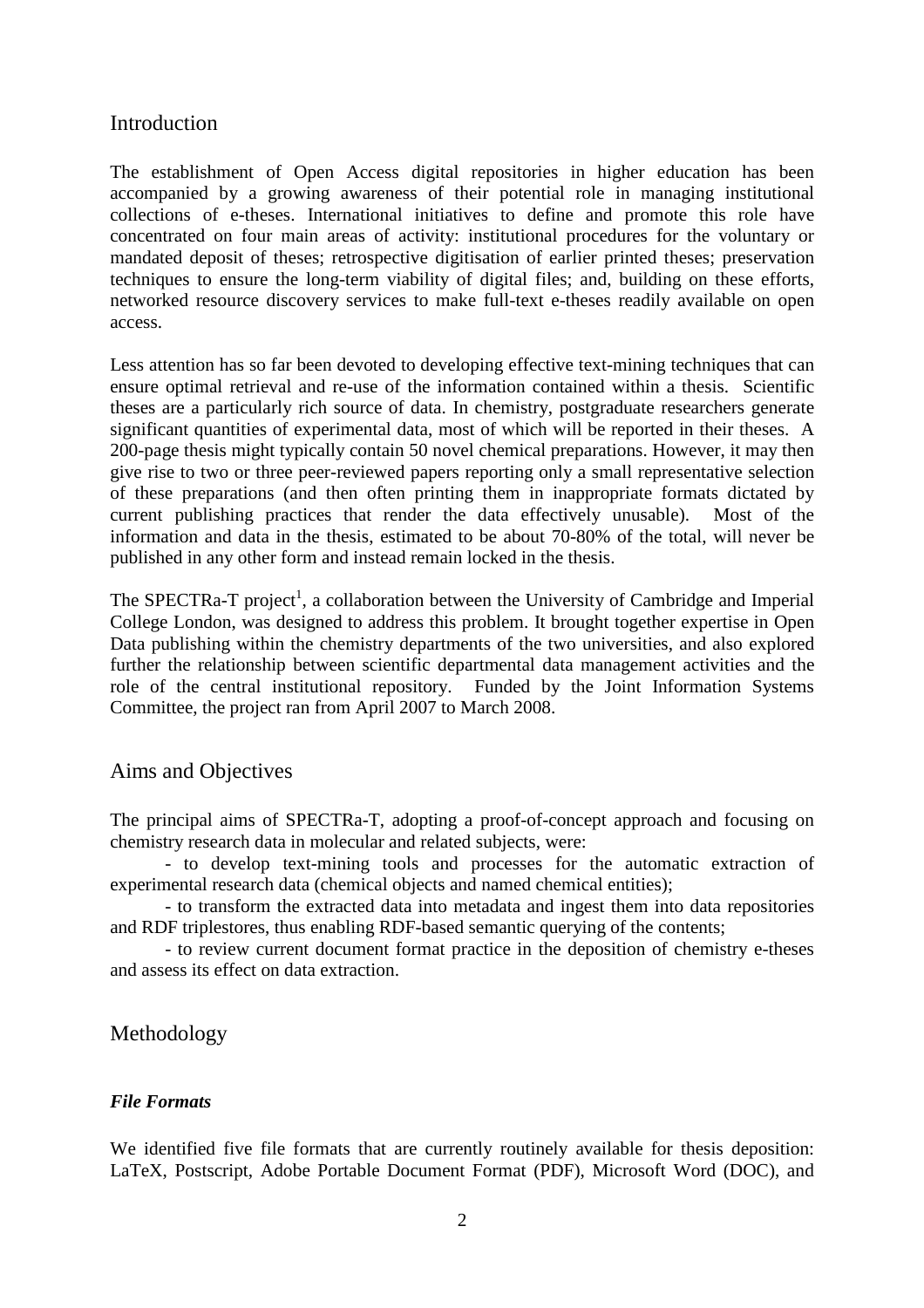## Introduction

The establishment of Open Access digital repositories in higher education has been accompanied by a growing awareness of their potential role in managing institutional collections of e-theses. International initiatives to define and promote this role have concentrated on four main areas of activity: institutional procedures for the voluntary or mandated deposit of theses; retrospective digitisation of earlier printed theses; preservation techniques to ensure the long-term viability of digital files; and, building on these efforts, networked resource discovery services to make full-text e-theses readily available on open access.

Less attention has so far been devoted to developing effective text-mining techniques that can ensure optimal retrieval and re-use of the information contained within a thesis. Scientific theses are a particularly rich source of data. In chemistry, postgraduate researchers generate significant quantities of experimental data, most of which will be reported in their theses. A 200-page thesis might typically contain 50 novel chemical preparations. However, it may then give rise to two or three peer-reviewed papers reporting only a small representative selection of these preparations (and then often printing them in inappropriate formats dictated by current publishing practices that render the data effectively unusable). Most of the information and data in the thesis, estimated to be about 70-80% of the total, will never be published in any other form and instead remain locked in the thesis.

The SPECTRa-T project[1], a collaboration between the University of Cambridge and Imperial College London, was designed to address this problem. It brought together expertise in Open Data publishing within the chemistry departments of the two universities, and also explored further the relationship between scientific departmental data management activities and the role of the central institutional repository. Funded by the Joint Information Systems Committee, the project ran from April 2007 to March 2008.

## Aims and Objectives

The principal aims of SPECTRa-T, adopting a proof-of-concept approach and focusing on chemistry research data in molecular and related subjects, were:

- to develop text-mining tools and processes for the automatic extraction of experimental research data (chemical objects and named chemical entities);
- to transform the extracted data into metadata and ingest them into data repositories and RDF triplestores, thus enabling RDF-based semantic querying of the contents;
- to review current document format practice in the deposition of chemistry e-theses and assess its effect on data extraction.

## Methodology

### *File Formats*

We identified five file formats that are currently routinely available for thesis deposition: LaTeX, Postscript, Adobe Portable Document Format (PDF), Microsoft Word (DOC), and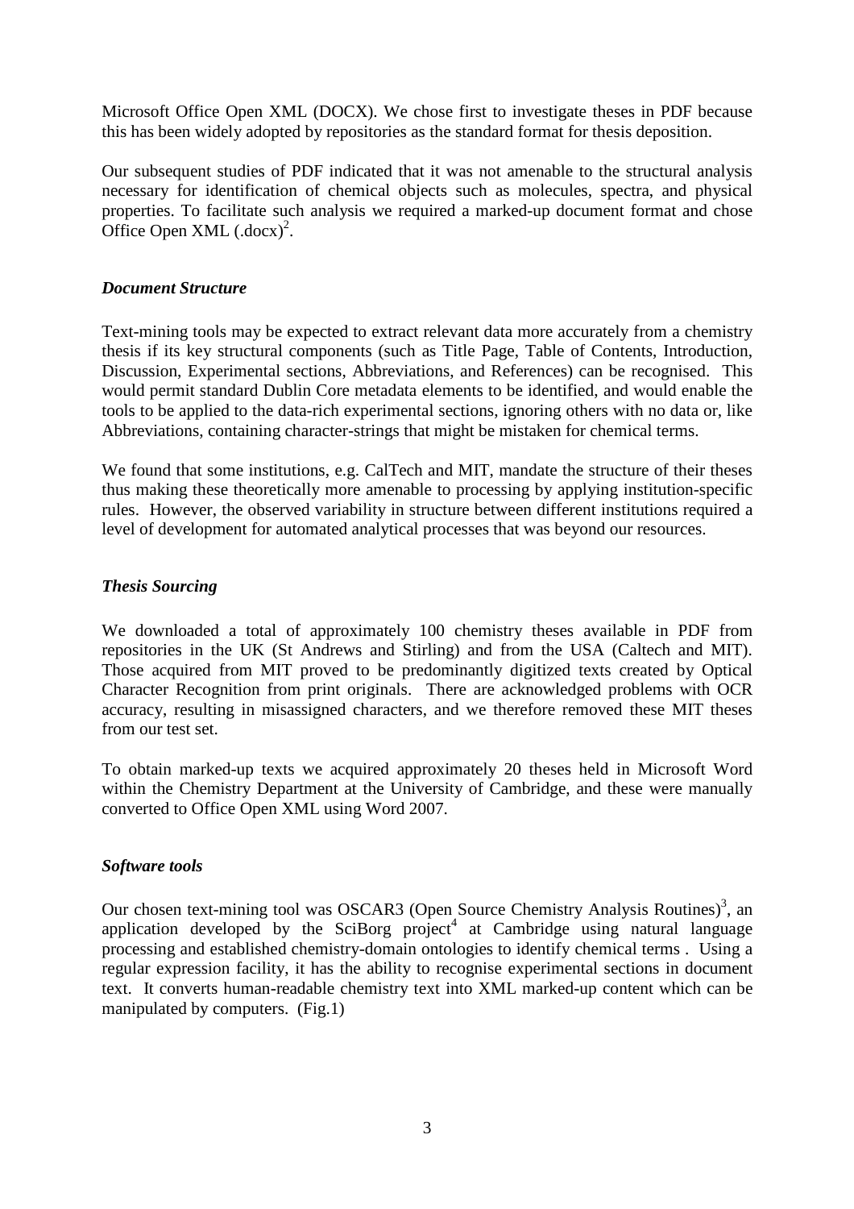Microsoft Office Open XML (DOCX). We chose first to investigate theses in PDF because this has been widely adopted by repositories as the standard format for thesis deposition.

Our subsequent studies of PDF indicated that it was not amenable to the structural analysis necessary for identification of chemical objects such as molecules, spectra, and physical properties. To facilitate such analysis we required a marked-up document format and chose Office Open XML (.docx)[2].

### *Document Structure*

Text-mining tools may be expected to extract relevant data more accurately from a chemistry thesis if its key structural components (such as Title Page, Table of Contents, Introduction, Discussion, Experimental sections, Abbreviations, and References) can be recognised. This would permit standard Dublin Core metadata elements to be identified, and would enable the tools to be applied to the data-rich experimental sections, ignoring others with no data or, like Abbreviations, containing character-strings that might be mistaken for chemical terms.

We found that some institutions, e.g. CalTech and MIT, mandate the structure of their theses thus making these theoretically more amenable to processing by applying institution-specific rules. However, the observed variability in structure between different institutions required a level of development for automated analytical processes that was beyond our resources.

### *Thesis Sourcing*

We downloaded a total of approximately 100 chemistry theses available in PDF from repositories in the UK (St Andrews and Stirling) and from the USA (Caltech and MIT). Those acquired from MIT proved to be predominantly digitized texts created by Optical Character Recognition from print originals. There are acknowledged problems with OCR accuracy, resulting in misassigned characters, and we therefore removed these MIT theses from our test set.

To obtain marked-up texts we acquired approximately 20 theses held in Microsoft Word within the Chemistry Department at the University of Cambridge, and these were manually converted to Office Open XML using Word 2007.

### *Software tools*

Our chosen text-mining tool was OSCAR3 (Open Source Chemistry Analysis Routines)[3], an application developed by the SciBorg project[4] at Cambridge using natural language processing and established chemistry-domain ontologies to identify chemical terms . Using a regular expression facility, it has the ability to recognise experimental sections in document text. It converts human-readable chemistry text into XML marked-up content which can be manipulated by computers. (Fig.1)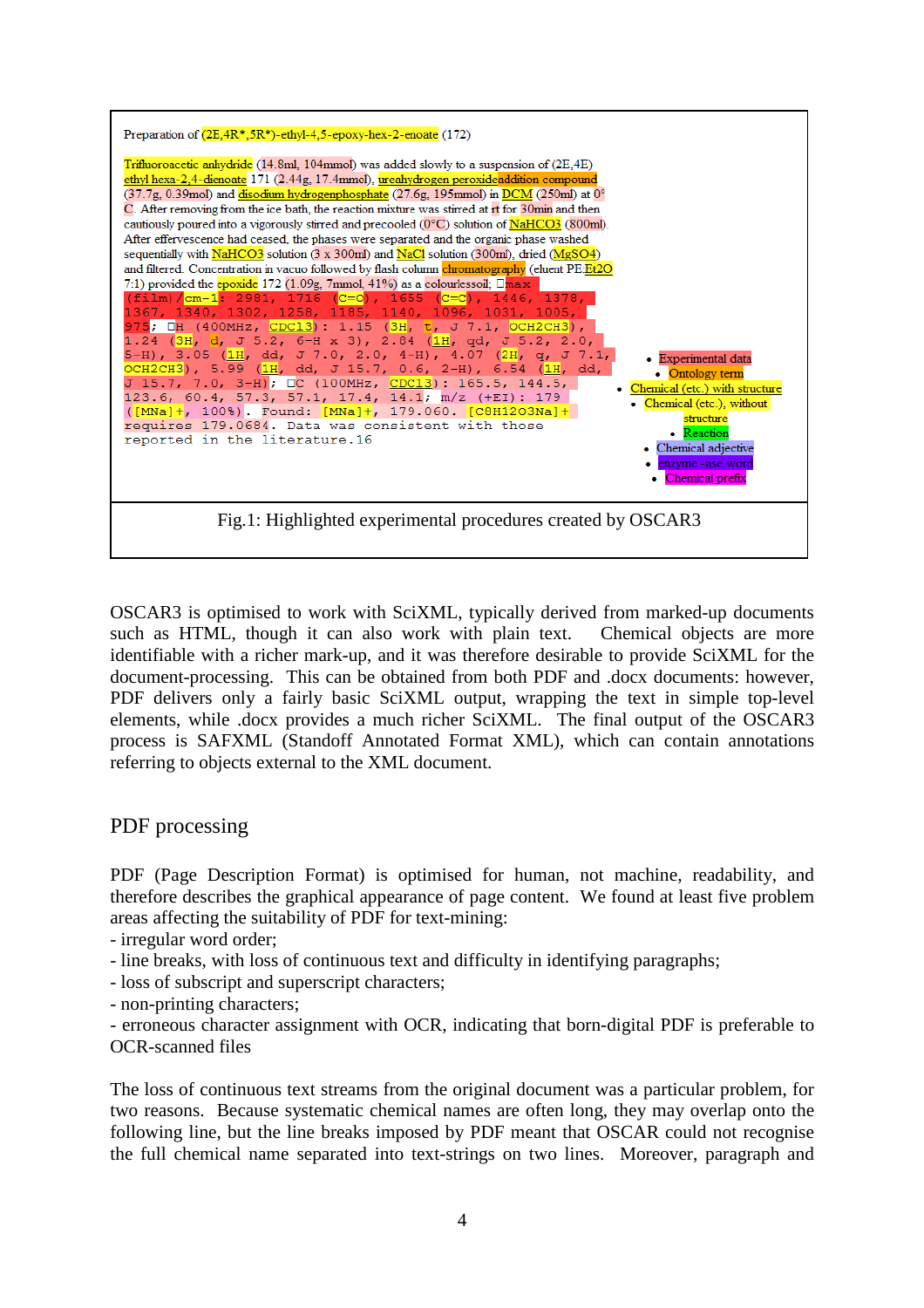Preparation of (2E,4R*,5R*)-ethyl-4,5-epoxy-hex-2-enoate (172)

Trifluoroacetic anhydride (14.8ml, 104mmol) was added slowly to a suspension of (2E,4E) ethyl hexa-2,4-dienoate 171 (2.44g, 17.4mmol), ureahydrogen peroxideaddition compound (37.7g, 0.39mol) and disodium hydrogenphosphate (27.6g, 195mmol) in DCM (250ml) at 0° C. After removing from the ice bath, the reaction mixture was stirred at rt for 30min and then cautiously poured into a vigorously stirred and precooled (0°C) solution of NaHCO3 (800ml). After effervescence had ceased, the phases were separated and the organic phase washed sequentially with NaHCO3 solution (3 x 300ml) and NaCl solution (300ml), dried (MgSO4) and filtered. Concentration in vacuo followed by flash column chromatography (eluent PE:Et2O 7:1) provided the epoxide 172 (1.09g, 7mmol, 41%) as a colourlessoil; □max (film)/cm-1: 2981, 1716 (C=O), 1655 (C=C), 1446, 1378, 1367, 1340, 1302, 1258, 1185, 1140, 1096, 1031, 1005, 975; □H (400MHz, CDCl3): 1.15 (3H, t, J 7.1, OCH2CH3), 1.24 (3H, d, J 5.2, 6-H x 3), 2.84 (1H, qd, J 5.2, 2.0, 5-H), 3.05 (1H, dd, J 7.0, 2.0, 4-H), 4.07 (2H, q, J 7.1, OCH2CH3), 5.99 (1H, dd, J 15.7, 0.6, 2-H), 6.54 (1H, dd, J 15.7, 7.0, 3-H); □C (100MHz, CDCl3): 165.5, 144.5, 123.6, 60.4, 57.3, 57.1, 17.4, 14.1; m/z (+EI): 179 ([MNa]+, 100%). Found: [MNa]+, 179.060. [C8H12O3Na]+ requires 179.0684. Data was consistent with those reported in the literature.16

- Experimental data
- Ontology term
- Chemical (etc.) with structure
- Chemical (etc.), without structure
- Reaction
- Chemical adjective
- enzyme -ase word
- Chemical prefix

Fig.1: Highlighted experimental procedures created by OSCAR3

OSCAR3 is optimised to work with SciXML, typically derived from marked-up documents such as HTML, though it can also work with plain text. Chemical objects are more identifiable with a richer mark-up, and it was therefore desirable to provide SciXML for the document-processing. This can be obtained from both PDF and .docx documents: however, PDF delivers only a fairly basic SciXML output, wrapping the text in simple top-level elements, while .docx provides a much richer SciXML. The final output of the OSCAR3 process is SAFXML (Standoff Annotated Format XML), which can contain annotations referring to objects external to the XML document.

## PDF processing

PDF (Page Description Format) is optimised for human, not machine, readability, and therefore describes the graphical appearance of page content. We found at least five problem areas affecting the suitability of PDF for text-mining:

- irregular word order;
- line breaks, with loss of continuous text and difficulty in identifying paragraphs;
- loss of subscript and superscript characters;
- non-printing characters;
- erroneous character assignment with OCR, indicating that born-digital PDF is preferable to OCR-scanned files

The loss of continuous text streams from the original document was a particular problem, for two reasons. Because systematic chemical names are often long, they may overlap onto the following line, but the line breaks imposed by PDF meant that OSCAR could not recognise the full chemical name separated into text-strings on two lines. Moreover, paragraph and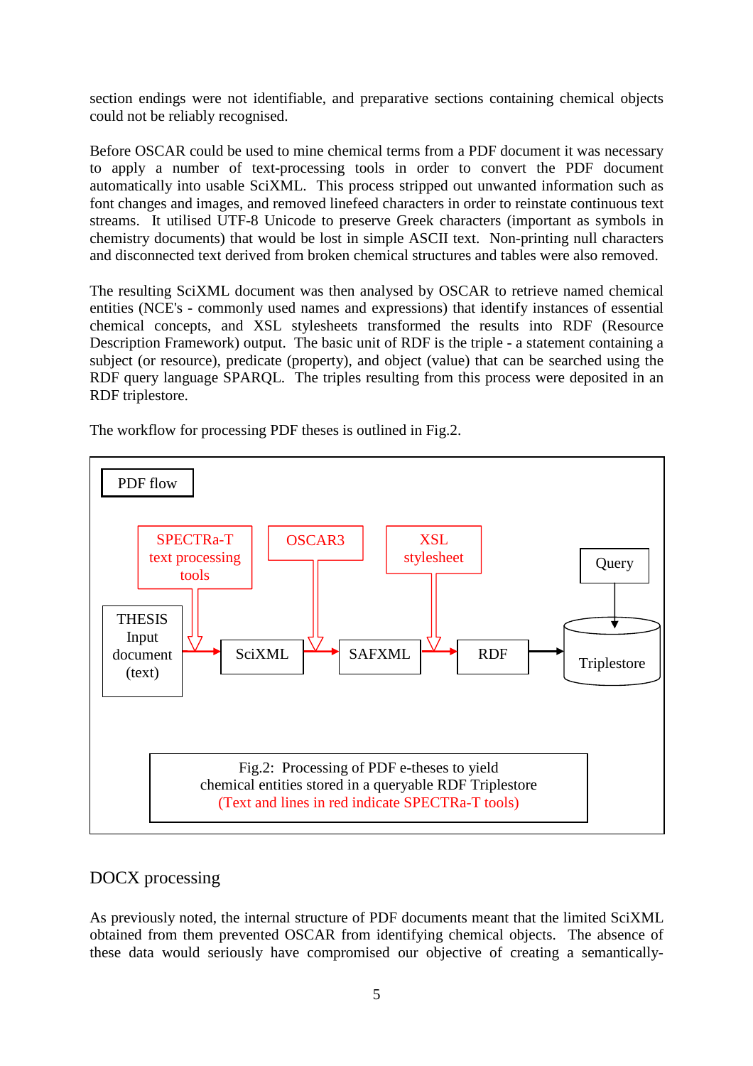section endings were not identifiable, and preparative sections containing chemical objects could not be reliably recognised.

Before OSCAR could be used to mine chemical terms from a PDF document it was necessary to apply a number of text-processing tools in order to convert the PDF document automatically into usable SciXML. This process stripped out unwanted information such as font changes and images, and removed linefeed characters in order to reinstate continuous text streams. It utilised UTF-8 Unicode to preserve Greek characters (important as symbols in chemistry documents) that would be lost in simple ASCII text. Non-printing null characters and disconnected text derived from broken chemical structures and tables were also removed.

The resulting SciXML document was then analysed by OSCAR to retrieve named chemical entities (NCE's - commonly used names and expressions) that identify instances of essential chemical concepts, and XSL stylesheets transformed the results into RDF (Resource Description Framework) output. The basic unit of RDF is the triple - a statement containing a subject (or resource), predicate (property), and object (value) that can be searched using the RDF query language SPARQL. The triples resulting from this process were deposited in an RDF triplestore.

The workflow for processing PDF theses is outlined in Fig.2.

PDF flow

SPECTRa-T text processing tools → OSCAR3 → XSL stylesheet → Query

THESIS Input document (text) → SciXML → SAFXML → RDF → Triplestore

Fig.2: Processing of PDF e-theses to yield chemical entities stored in a queryable RDF Triplestore (Text and lines in red indicate SPECTRa-T tools)

## DOCX processing

As previously noted, the internal structure of PDF documents meant that the limited SciXML obtained from them prevented OSCAR from identifying chemical objects. The absence of these data would seriously have compromised our objective of creating a semantically-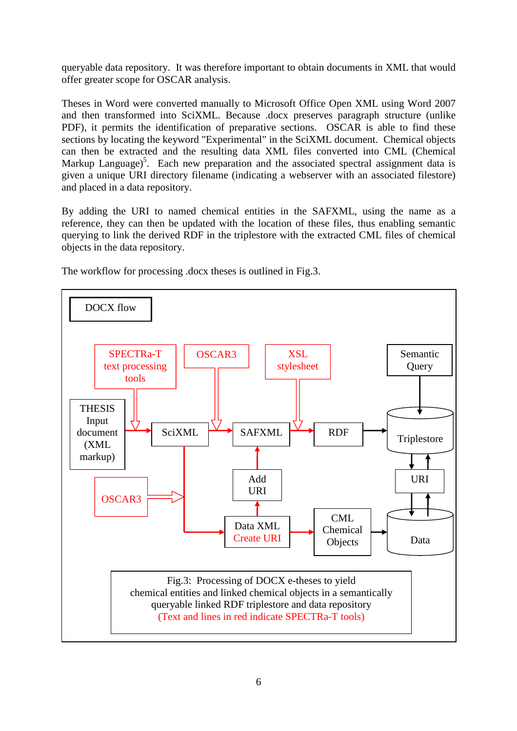queryable data repository. It was therefore important to obtain documents in XML that would offer greater scope for OSCAR analysis.

Theses in Word were converted manually to Microsoft Office Open XML using Word 2007 and then transformed into SciXML. Because .docx preserves paragraph structure (unlike PDF), it permits the identification of preparative sections. OSCAR is able to find these sections by locating the keyword "Experimental" in the SciXML document. Chemical objects can then be extracted and the resulting data XML files converted into CML (Chemical Markup Language)[5]. Each new preparation and the associated spectral assignment data is given a unique URI directory filename (indicating a webserver with an associated filestore) and placed in a data repository.

By adding the URI to named chemical entities in the SAFXML, using the name as a reference, they can then be updated with the location of these files, thus enabling semantic querying to link the derived RDF in the triplestore with the extracted CML files of chemical objects in the data repository.

The workflow for processing .docx theses is outlined in Fig.3.

Fig.3: Processing of DOCX e-theses to yield chemical entities and linked chemical objects in a semantically queryable linked RDF triplestore and data repository (Text and lines in red indicate SPECTRa-T tools)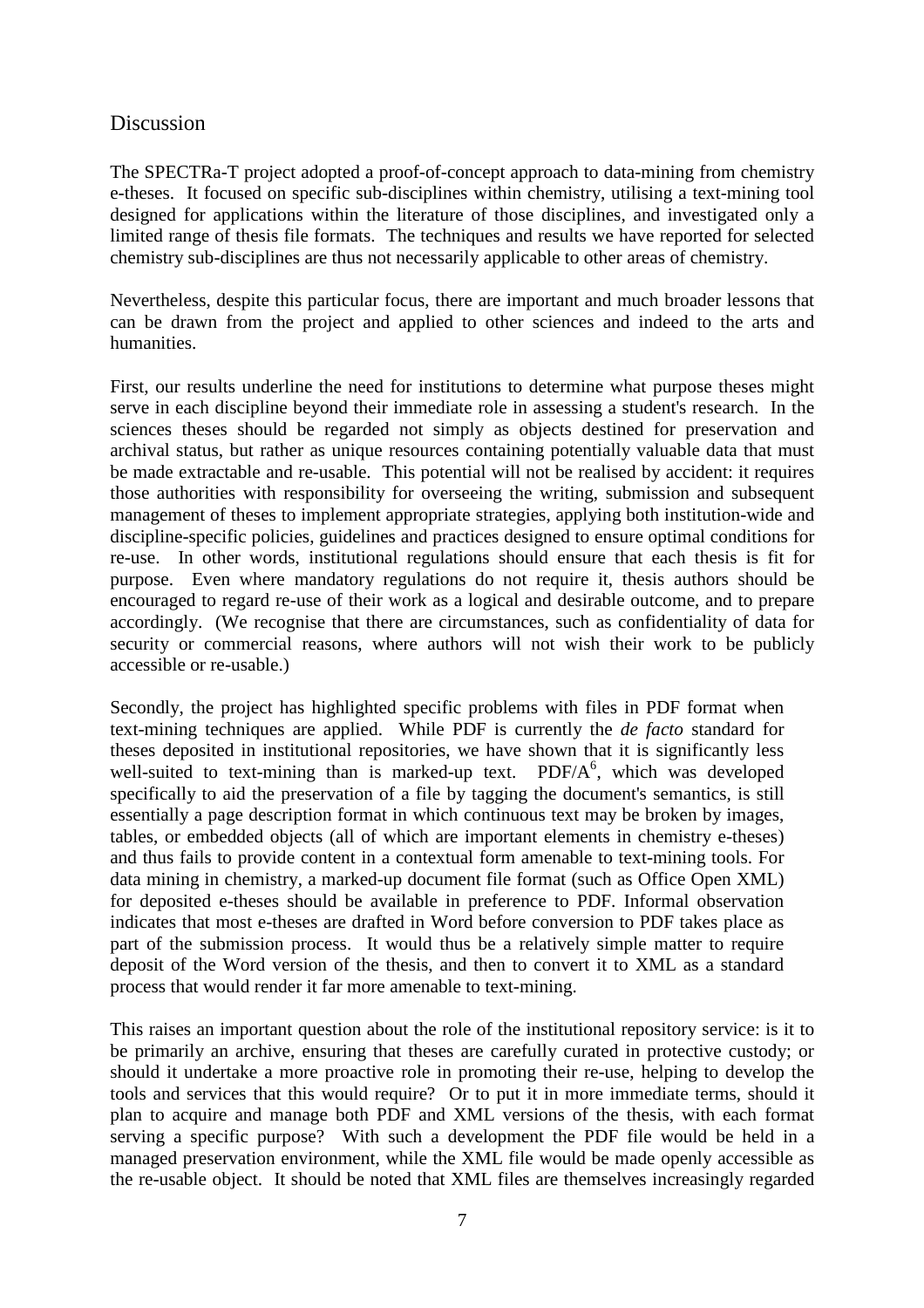## Discussion

The SPECTRa-T project adopted a proof-of-concept approach to data-mining from chemistry e-theses. It focused on specific sub-disciplines within chemistry, utilising a text-mining tool designed for applications within the literature of those disciplines, and investigated only a limited range of thesis file formats. The techniques and results we have reported for selected chemistry sub-disciplines are thus not necessarily applicable to other areas of chemistry.

Nevertheless, despite this particular focus, there are important and much broader lessons that can be drawn from the project and applied to other sciences and indeed to the arts and humanities.

First, our results underline the need for institutions to determine what purpose theses might serve in each discipline beyond their immediate role in assessing a student's research. In the sciences theses should be regarded not simply as objects destined for preservation and archival status, but rather as unique resources containing potentially valuable data that must be made extractable and re-usable. This potential will not be realised by accident: it requires those authorities with responsibility for overseeing the writing, submission and subsequent management of theses to implement appropriate strategies, applying both institution-wide and discipline-specific policies, guidelines and practices designed to ensure optimal conditions for re-use. In other words, institutional regulations should ensure that each thesis is fit for purpose. Even where mandatory regulations do not require it, thesis authors should be encouraged to regard re-use of their work as a logical and desirable outcome, and to prepare accordingly. (We recognise that there are circumstances, such as confidentiality of data for security or commercial reasons, where authors will not wish their work to be publicly accessible or re-usable.)

Secondly, the project has highlighted specific problems with files in PDF format when text-mining techniques are applied. While PDF is currently the *de facto* standard for theses deposited in institutional repositories, we have shown that it is significantly less well-suited to text-mining than is marked-up text. PDF/A[6], which was developed specifically to aid the preservation of a file by tagging the document's semantics, is still essentially a page description format in which continuous text may be broken by images, tables, or embedded objects (all of which are important elements in chemistry e-theses) and thus fails to provide content in a contextual form amenable to text-mining tools. For data mining in chemistry, a marked-up document file format (such as Office Open XML) for deposited e-theses should be available in preference to PDF. Informal observation indicates that most e-theses are drafted in Word before conversion to PDF takes place as part of the submission process. It would thus be a relatively simple matter to require deposit of the Word version of the thesis, and then to convert it to XML as a standard process that would render it far more amenable to text-mining.

This raises an important question about the role of the institutional repository service: is it to be primarily an archive, ensuring that theses are carefully curated in protective custody; or should it undertake a more proactive role in promoting their re-use, helping to develop the tools and services that this would require? Or to put it in more immediate terms, should it plan to acquire and manage both PDF and XML versions of the thesis, with each format serving a specific purpose? With such a development the PDF file would be held in a managed preservation environment, while the XML file would be made openly accessible as the re-usable object. It should be noted that XML files are themselves increasingly regarded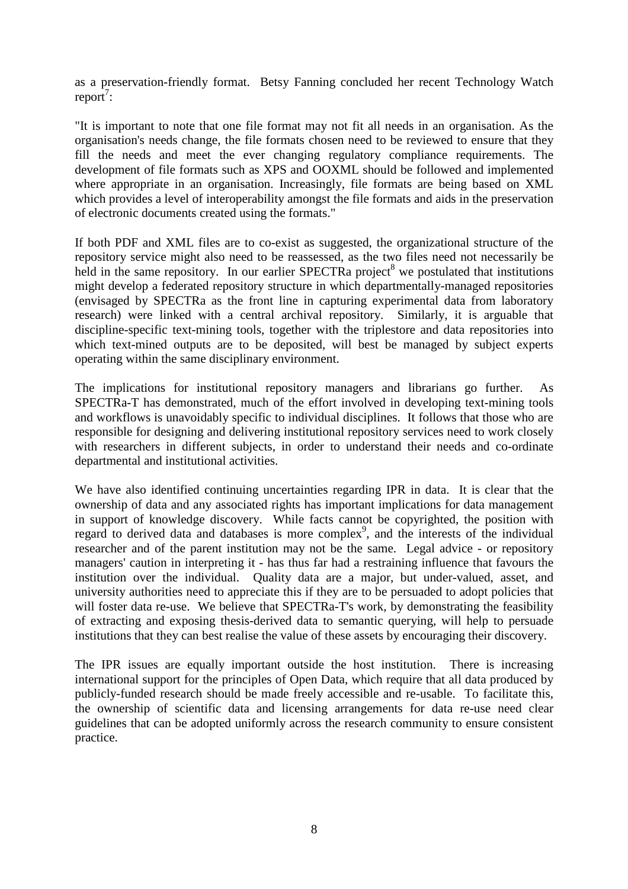as a preservation-friendly format. Betsy Fanning concluded her recent Technology Watch report[7]:

"It is important to note that one file format may not fit all needs in an organisation. As the organisation's needs change, the file formats chosen need to be reviewed to ensure that they fill the needs and meet the ever changing regulatory compliance requirements. The development of file formats such as XPS and OOXML should be followed and implemented where appropriate in an organisation. Increasingly, file formats are being based on XML which provides a level of interoperability amongst the file formats and aids in the preservation of electronic documents created using the formats."

If both PDF and XML files are to co-exist as suggested, the organizational structure of the repository service might also need to be reassessed, as the two files need not necessarily be held in the same repository. In our earlier SPECTRa project[8] we postulated that institutions might develop a federated repository structure in which departmentally-managed repositories (envisaged by SPECTRa as the front line in capturing experimental data from laboratory research) were linked with a central archival repository. Similarly, it is arguable that discipline-specific text-mining tools, together with the triplestore and data repositories into which text-mined outputs are to be deposited, will best be managed by subject experts operating within the same disciplinary environment.

The implications for institutional repository managers and librarians go further. As SPECTRa-T has demonstrated, much of the effort involved in developing text-mining tools and workflows is unavoidably specific to individual disciplines. It follows that those who are responsible for designing and delivering institutional repository services need to work closely with researchers in different subjects, in order to understand their needs and co-ordinate departmental and institutional activities.

We have also identified continuing uncertainties regarding IPR in data. It is clear that the ownership of data and any associated rights has important implications for data management in support of knowledge discovery. While facts cannot be copyrighted, the position with regard to derived data and databases is more complex[9], and the interests of the individual researcher and of the parent institution may not be the same. Legal advice - or repository managers' caution in interpreting it - has thus far had a restraining influence that favours the institution over the individual. Quality data are a major, but under-valued, asset, and university authorities need to appreciate this if they are to be persuaded to adopt policies that will foster data re-use. We believe that SPECTRa-T's work, by demonstrating the feasibility of extracting and exposing thesis-derived data to semantic querying, will help to persuade institutions that they can best realise the value of these assets by encouraging their discovery.

The IPR issues are equally important outside the host institution. There is increasing international support for the principles of Open Data, which require that all data produced by publicly-funded research should be made freely accessible and re-usable. To facilitate this, the ownership of scientific data and licensing arrangements for data re-use need clear guidelines that can be adopted uniformly across the research community to ensure consistent practice.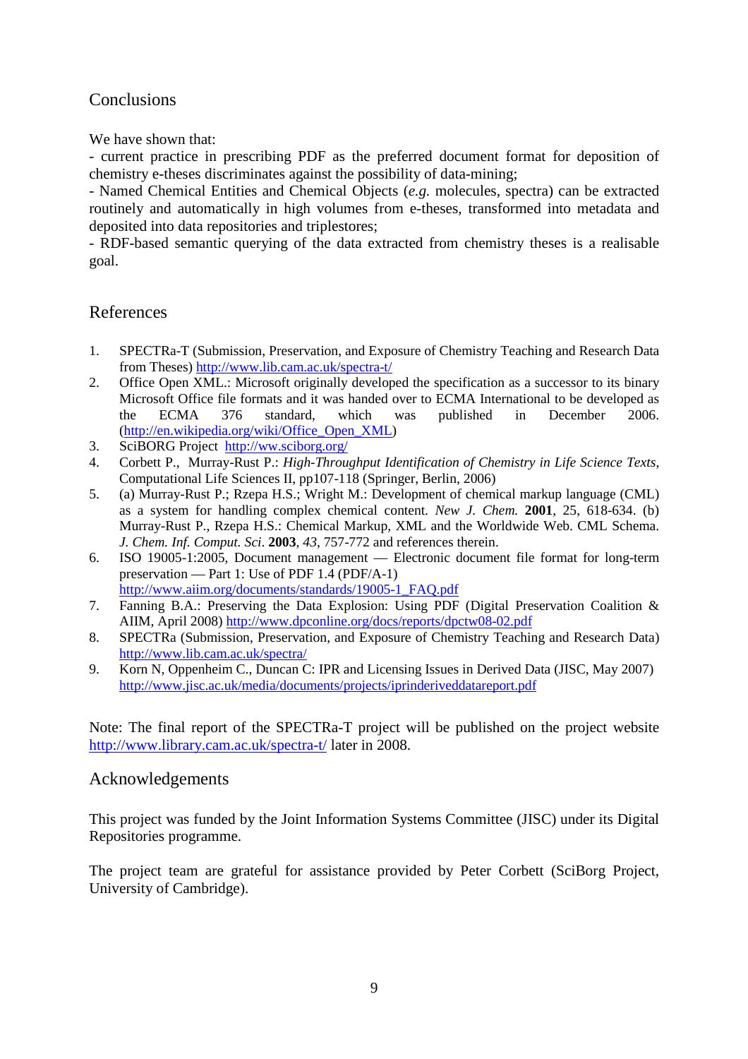## Conclusions

We have shown that:

- current practice in prescribing PDF as the preferred document format for deposition of chemistry e-theses discriminates against the possibility of data-mining;
- Named Chemical Entities and Chemical Objects (*e.g.* molecules, spectra) can be extracted routinely and automatically in high volumes from e-theses, transformed into metadata and deposited into data repositories and triplestores;
- RDF-based semantic querying of the data extracted from chemistry theses is a realisable goal.

## References

1. SPECTRa-T (Submission, Preservation, and Exposure of Chemistry Teaching and Research Data from Theses) http://www.lib.cam.ac.uk/spectra-t/
2. Office Open XML.: Microsoft originally developed the specification as a successor to its binary Microsoft Office file formats and it was handed over to ECMA International to be developed as the ECMA 376 standard, which was published in December 2006. (http://en.wikipedia.org/wiki/Office_Open_XML)
3. SciBORG Project http://ww.sciborg.org/
4. Corbett P., Murray-Rust P.: *High-Throughput Identification of Chemistry in Life Science Texts*, Computational Life Sciences II, pp107-118 (Springer, Berlin, 2006)
5. (a) Murray-Rust P.; Rzepa H.S.; Wright M.: Development of chemical markup language (CML) as a system for handling complex chemical content. *New J. Chem.* **2001**, 25, 618-634. (b) Murray-Rust P., Rzepa H.S.: Chemical Markup, XML and the Worldwide Web. CML Schema. *J. Chem. Inf. Comput. Sci*. **2003**, *43*, 757-772 and references therein.
6. ISO 19005-1:2005, Document management — Electronic document file format for long-term preservation — Part 1: Use of PDF 1.4 (PDF/A-1) http://www.aiim.org/documents/standards/19005-1_FAQ.pdf
7. Fanning B.A.: Preserving the Data Explosion: Using PDF (Digital Preservation Coalition & AIIM, April 2008) http://www.dpconline.org/docs/reports/dpctw08-02.pdf
8. SPECTRa (Submission, Preservation, and Exposure of Chemistry Teaching and Research Data) http://www.lib.cam.ac.uk/spectra/
9. Korn N, Oppenheim C., Duncan C: IPR and Licensing Issues in Derived Data (JISC, May 2007) http://www.jisc.ac.uk/media/documents/projects/iprinderiveddatareport.pdf

Note: The final report of the SPECTRa-T project will be published on the project website http://www.library.cam.ac.uk/spectra-t/ later in 2008.

## Acknowledgements

This project was funded by the Joint Information Systems Committee (JISC) under its Digital Repositories programme.

The project team are grateful for assistance provided by Peter Corbett (SciBorg Project, University of Cambridge).